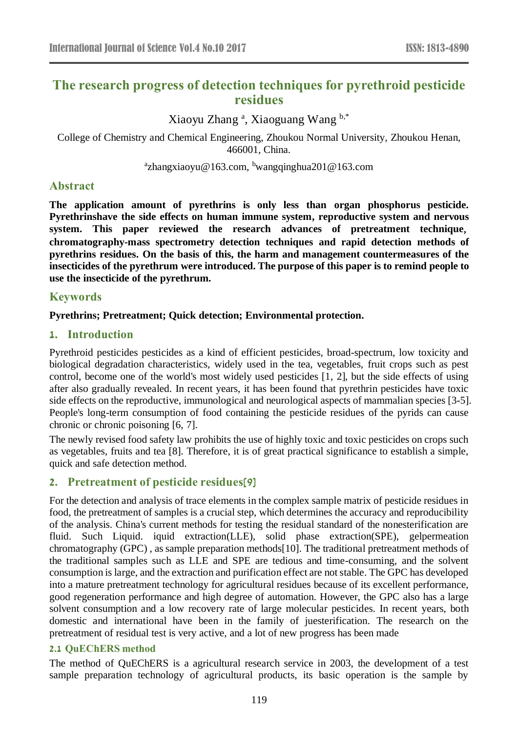# The research progress of detection techniques for pyrethroid pesticide residues

Xiaoyu Zhang [a], Xiaoguang Wang [b,*]

College of Chemistry and Chemical Engineering, Zhoukou Normal University, Zhoukou Henan, 466001, China.

[a]zhangxiaoyu@163.com, [b]wangqinghua201@163.com

## Abstract

**The application amount of pyrethrins is only less than organ phosphorus pesticide. Pyrethrinshave the side effects on human immune system, reproductive system and nervous system. This paper reviewed the research advances of pretreatment technique, chromatography-mass spectrometry detection techniques and rapid detection methods of pyrethrins residues. On the basis of this, the harm and management countermeasures of the insecticides of the pyrethrum were introduced. The purpose of this paper is to remind people to use the insecticide of the pyrethrum.**

## Keywords

**Pyrethrins; Pretreatment; Quick detection; Environmental protection.**

## 1. Introduction

Pyrethroid pesticides pesticides as a kind of efficient pesticides, broad-spectrum, low toxicity and biological degradation characteristics, widely used in the tea, vegetables, fruit crops such as pest control, become one of the world's most widely used pesticides [1, 2], but the side effects of using after also gradually revealed. In recent years, it has been found that pyrethrin pesticides have toxic side effects on the reproductive, immunological and neurological aspects of mammalian species [3-5]. People's long-term consumption of food containing the pesticide residues of the pyrids can cause chronic or chronic poisoning [6, 7].

The newly revised food safety law prohibits the use of highly toxic and toxic pesticides on crops such as vegetables, fruits and tea [8]. Therefore, it is of great practical significance to establish a simple, quick and safe detection method.

## 2. Pretreatment of pesticide residues[9]

For the detection and analysis of trace elements in the complex sample matrix of pesticide residues in food, the pretreatment of samples is a crucial step, which determines the accuracy and reproducibility of the analysis. China's current methods for testing the residual standard of the nonesterification are fluid. Such Liquid. iquid extraction(LLE), solid phase extraction(SPE), gelpermeation chromatography (GPC) , as sample preparation methods[10]. The traditional pretreatment methods of the traditional samples such as LLE and SPE are tedious and time-consuming, and the solvent consumption is large, and the extraction and purification effect are not stable. The GPC has developed into a mature pretreatment technology for agricultural residues because of its excellent performance, good regeneration performance and high degree of automation. However, the GPC also has a large solvent consumption and a low recovery rate of large molecular pesticides. In recent years, both domestic and international have been in the family of juesterification. The research on the pretreatment of residual test is very active, and a lot of new progress has been made

### 2.1 QuEChERS method

The method of QuEChERS is a agricultural research service in 2003, the development of a test sample preparation technology of agricultural products, its basic operation is the sample by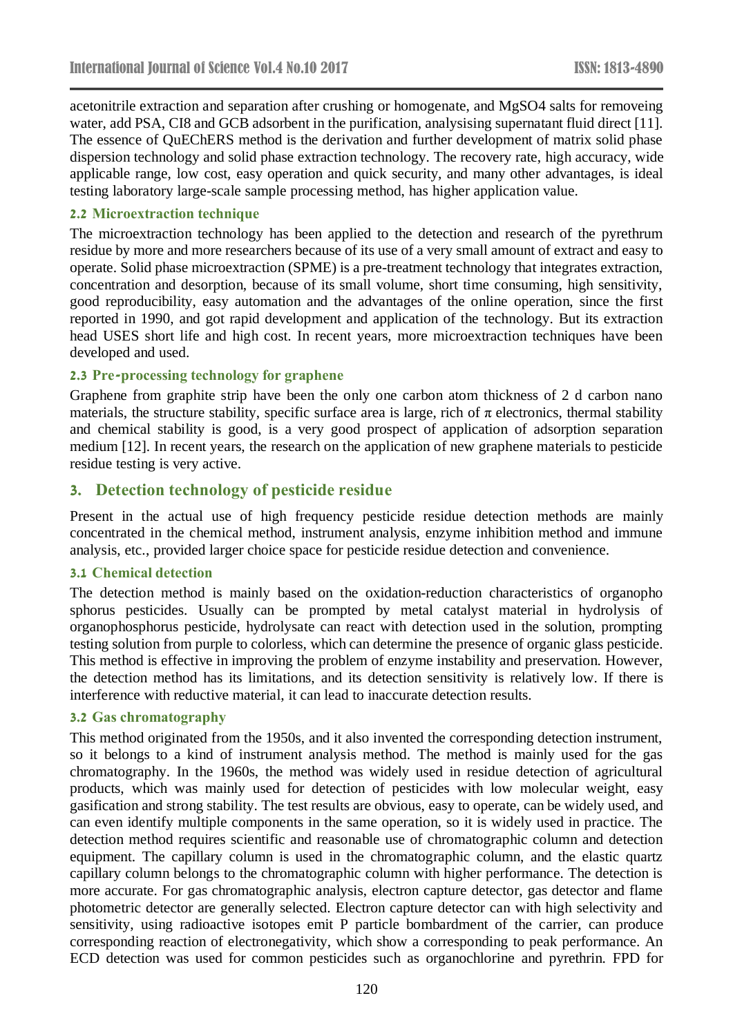acetonitrile extraction and separation after crushing or homogenate, and MgSO4 salts for removeing water, add PSA, CI8 and GCB adsorbent in the purification, analysising supernatant fluid direct [11]. The essence of QuEChERS method is the derivation and further development of matrix solid phase dispersion technology and solid phase extraction technology. The recovery rate, high accuracy, wide applicable range, low cost, easy operation and quick security, and many other advantages, is ideal testing laboratory large-scale sample processing method, has higher application value.

### 2.2 Microextraction technique

The microextraction technology has been applied to the detection and research of the pyrethrum residue by more and more researchers because of its use of a very small amount of extract and easy to operate. Solid phase microextraction (SPME) is a pre-treatment technology that integrates extraction, concentration and desorption, because of its small volume, short time consuming, high sensitivity, good reproducibility, easy automation and the advantages of the online operation, since the first reported in 1990, and got rapid development and application of the technology. But its extraction head USES short life and high cost. In recent years, more microextraction techniques have been developed and used.

### 2.3 Pre-processing technology for graphene

Graphene from graphite strip have been the only one carbon atom thickness of 2 d carbon nano materials, the structure stability, specific surface area is large, rich of π electronics, thermal stability and chemical stability is good, is a very good prospect of application of adsorption separation medium [12]. In recent years, the research on the application of new graphene materials to pesticide residue testing is very active.

## 3. Detection technology of pesticide residue

Present in the actual use of high frequency pesticide residue detection methods are mainly concentrated in the chemical method, instrument analysis, enzyme inhibition method and immune analysis, etc., provided larger choice space for pesticide residue detection and convenience.

### 3.1 Chemical detection

The detection method is mainly based on the oxidation-reduction characteristics of organopho sphorus pesticides. Usually can be prompted by metal catalyst material in hydrolysis of organophosphorus pesticide, hydrolysate can react with detection used in the solution, prompting testing solution from purple to colorless, which can determine the presence of organic glass pesticide. This method is effective in improving the problem of enzyme instability and preservation. However, the detection method has its limitations, and its detection sensitivity is relatively low. If there is interference with reductive material, it can lead to inaccurate detection results.

### 3.2 Gas chromatography

This method originated from the 1950s, and it also invented the corresponding detection instrument, so it belongs to a kind of instrument analysis method. The method is mainly used for the gas chromatography. In the 1960s, the method was widely used in residue detection of agricultural products, which was mainly used for detection of pesticides with low molecular weight, easy gasification and strong stability. The test results are obvious, easy to operate, can be widely used, and can even identify multiple components in the same operation, so it is widely used in practice. The detection method requires scientific and reasonable use of chromatographic column and detection equipment. The capillary column is used in the chromatographic column, and the elastic quartz capillary column belongs to the chromatographic column with higher performance. The detection is more accurate. For gas chromatographic analysis, electron capture detector, gas detector and flame photometric detector are generally selected. Electron capture detector can with high selectivity and sensitivity, using radioactive isotopes emit P particle bombardment of the carrier, can produce corresponding reaction of electronegativity, which show a corresponding to peak performance. An ECD detection was used for common pesticides such as organochlorine and pyrethrin. FPD for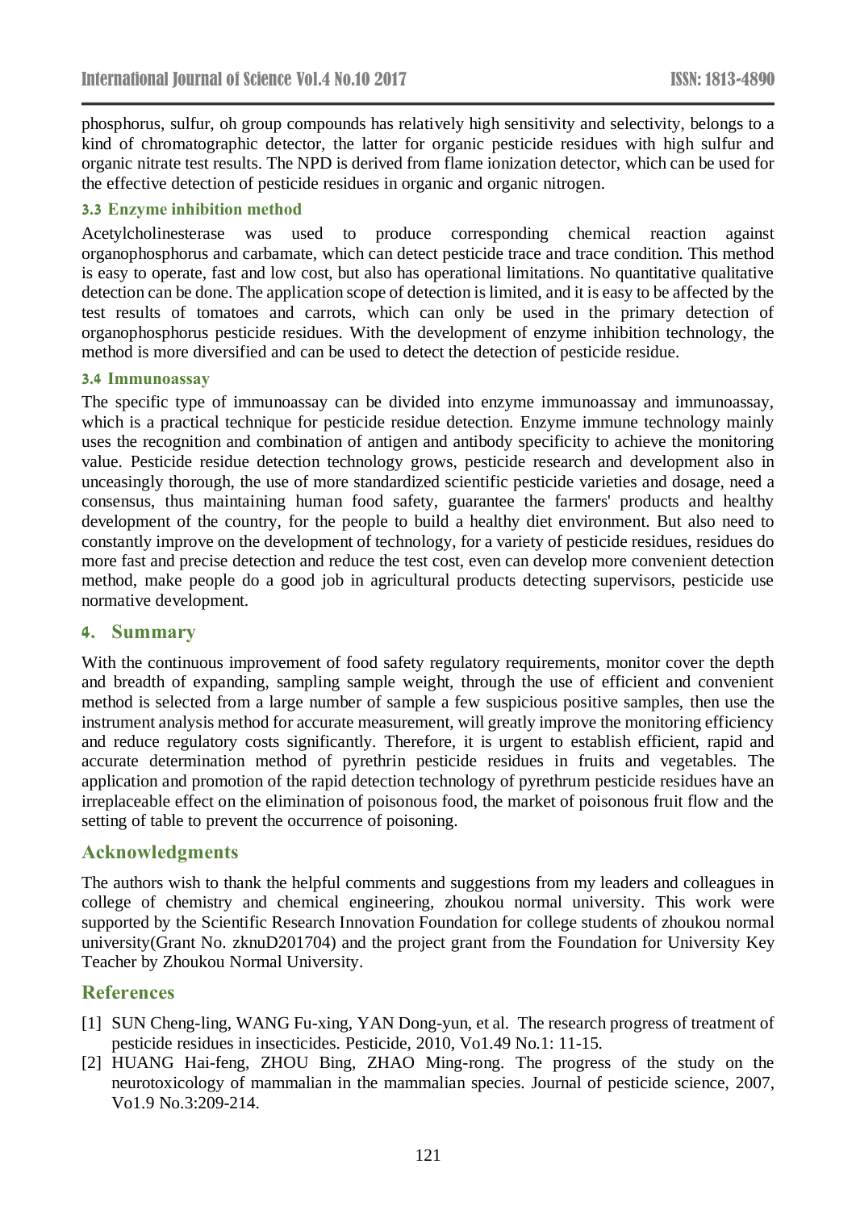phosphorus, sulfur, oh group compounds has relatively high sensitivity and selectivity, belongs to a kind of chromatographic detector, the latter for organic pesticide residues with high sulfur and organic nitrate test results. The NPD is derived from flame ionization detector, which can be used for the effective detection of pesticide residues in organic and organic nitrogen.

### 3.3 Enzyme inhibition method

Acetylcholinesterase was used to produce corresponding chemical reaction against organophosphorus and carbamate, which can detect pesticide trace and trace condition. This method is easy to operate, fast and low cost, but also has operational limitations. No quantitative qualitative detection can be done. The application scope of detection is limited, and it is easy to be affected by the test results of tomatoes and carrots, which can only be used in the primary detection of organophosphorus pesticide residues. With the development of enzyme inhibition technology, the method is more diversified and can be used to detect the detection of pesticide residue.

### 3.4 Immunoassay

The specific type of immunoassay can be divided into enzyme immunoassay and immunoassay, which is a practical technique for pesticide residue detection. Enzyme immune technology mainly uses the recognition and combination of antigen and antibody specificity to achieve the monitoring value. Pesticide residue detection technology grows, pesticide research and development also in unceasingly thorough, the use of more standardized scientific pesticide varieties and dosage, need a consensus, thus maintaining human food safety, guarantee the farmers' products and healthy development of the country, for the people to build a healthy diet environment. But also need to constantly improve on the development of technology, for a variety of pesticide residues, residues do more fast and precise detection and reduce the test cost, even can develop more convenient detection method, make people do a good job in agricultural products detecting supervisors, pesticide use normative development.

## 4. Summary

With the continuous improvement of food safety regulatory requirements, monitor cover the depth and breadth of expanding, sampling sample weight, through the use of efficient and convenient method is selected from a large number of sample a few suspicious positive samples, then use the instrument analysis method for accurate measurement, will greatly improve the monitoring efficiency and reduce regulatory costs significantly. Therefore, it is urgent to establish efficient, rapid and accurate determination method of pyrethrin pesticide residues in fruits and vegetables. The application and promotion of the rapid detection technology of pyrethrum pesticide residues have an irreplaceable effect on the elimination of poisonous food, the market of poisonous fruit flow and the setting of table to prevent the occurrence of poisoning.

## Acknowledgments

The authors wish to thank the helpful comments and suggestions from my leaders and colleagues in college of chemistry and chemical engineering, zhoukou normal university. This work were supported by the Scientific Research Innovation Foundation for college students of zhoukou normal university(Grant No. zknuD201704) and the project grant from the Foundation for University Key Teacher by Zhoukou Normal University.

## References

[1] SUN Cheng-ling, WANG Fu-xing, YAN Dong-yun, et al. The research progress of treatment of pesticide residues in insecticides. Pesticide, 2010, Vo1.49 No.1: 11-15.

[2] HUANG Hai-feng, ZHOU Bing, ZHAO Ming-rong. The progress of the study on the neurotoxicology of mammalian in the mammalian species. Journal of pesticide science, 2007, Vo1.9 No.3:209-214.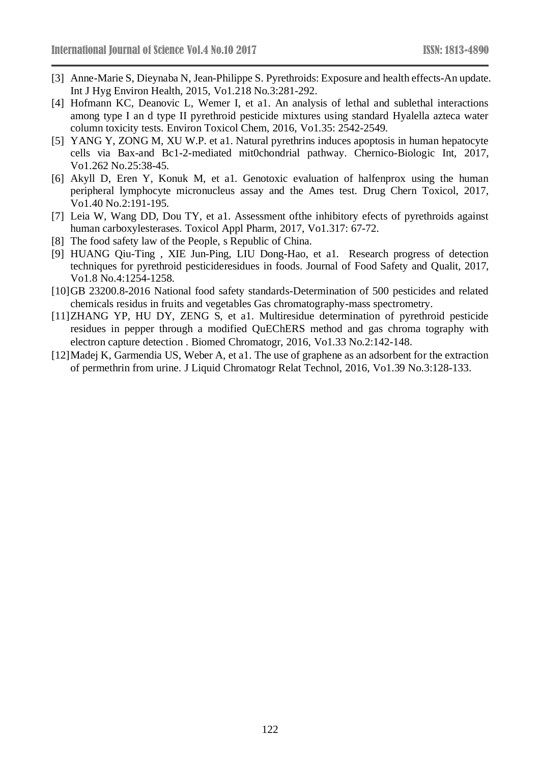[3] Anne-Marie S, Dieynaba N, Jean-Philippe S. Pyrethroids: Exposure and health effects-An update. Int J Hyg Environ Health, 2015, Vo1.218 No.3:281-292.

[4] Hofmann KC, Deanovic L, Wemer I, et a1. An analysis of lethal and sublethal interactions among type I an d type II pyrethroid pesticide mixtures using standard Hyalella azteca water column toxicity tests. Environ Toxicol Chem, 2016, Vo1.35: 2542-2549.

[5] YANG Y, ZONG M, XU W.P. et a1. Natural pyrethrins induces apoptosis in human hepatocyte cells via Bax-and Bc1-2-mediated mit0chondrial pathway. Chernico-Biologic Int, 2017, Vo1.262 No.25:38-45.

[6] Akyll D, Eren Y, Konuk M, et a1. Genotoxic evaluation of halfenprox using the human peripheral lymphocyte micronucleus assay and the Ames test. Drug Chern Toxicol, 2017, Vo1.40 No.2:191-195.

[7] Leia W, Wang DD, Dou TY, et a1. Assessment ofthe inhibitory efects of pyrethroids against human carboxylesterases. Toxicol Appl Pharm, 2017, Vo1.317: 67-72.

[8] The food safety law of the People, s Republic of China.

[9] HUANG Qiu-Ting , XIE Jun-Ping, LIU Dong-Hao, et a1. Research progress of detection techniques for pyrethroid pesticideresidues in foods. Journal of Food Safety and Qualit, 2017, Vo1.8 No.4:1254-1258.

[10] GB 23200.8-2016 National food safety standards-Determination of 500 pesticides and related chemicals residus in fruits and vegetables Gas chromatography-mass spectrometry.

[11] ZHANG YP, HU DY, ZENG S, et a1. Multiresidue determination of pyrethroid pesticide residues in pepper through a modified QuEChERS method and gas chroma tography with electron capture detection . Biomed Chromatogr, 2016, Vo1.33 No.2:142-148.

[12] Madej K, Garmendia US, Weber A, et a1. The use of graphene as an adsorbent for the extraction of permethrin from urine. J Liquid Chromatogr Relat Technol, 2016, Vo1.39 No.3:128-133.